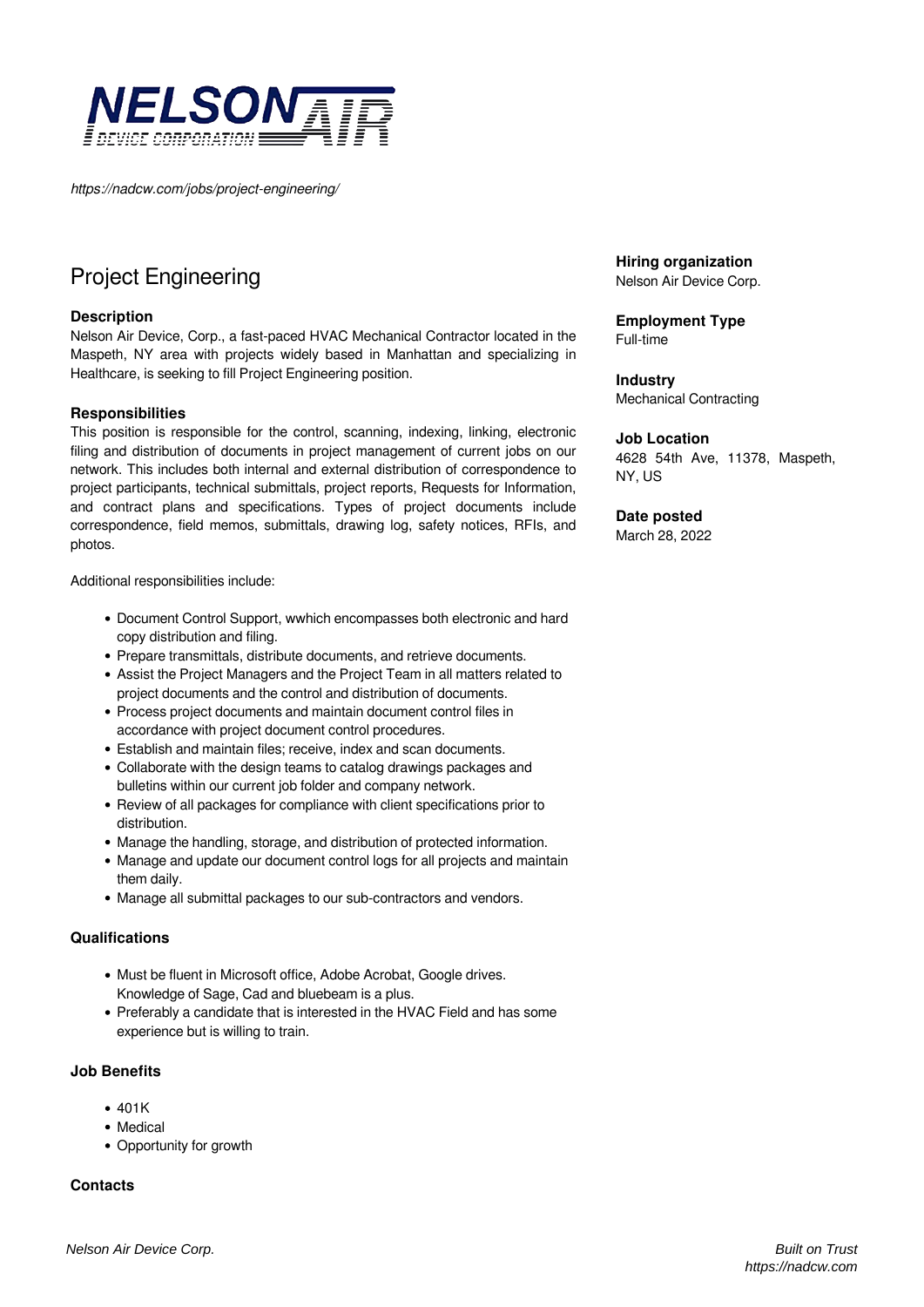*https://nadcw.com/jobs/project-engineering/*

# Project Engineering

**Hiring organization**
Nelson Air Device Corp.

**Employment Type**
Full-time

**Industry**
Mechanical Contracting

**Job Location**
4628 54th Ave, 11378, Maspeth, NY, US

**Date posted**
March 28, 2022

### Description

Nelson Air Device, Corp., a fast-paced HVAC Mechanical Contractor located in the Maspeth, NY area with projects widely based in Manhattan and specializing in Healthcare, is seeking to fill Project Engineering position.

### Responsibilities

This position is responsible for the control, scanning, indexing, linking, electronic filing and distribution of documents in project management of current jobs on our network. This includes both internal and external distribution of correspondence to project participants, technical submittals, project reports, Requests for Information, and contract plans and specifications. Types of project documents include correspondence, field memos, submittals, drawing log, safety notices, RFIs, and photos.

Additional responsibilities include:

- Document Control Support, wwhich encompasses both electronic and hard copy distribution and filing.
- Prepare transmittals, distribute documents, and retrieve documents.
- Assist the Project Managers and the Project Team in all matters related to project documents and the control and distribution of documents.
- Process project documents and maintain document control files in accordance with project document control procedures.
- Establish and maintain files; receive, index and scan documents.
- Collaborate with the design teams to catalog drawings packages and bulletins within our current job folder and company network.
- Review of all packages for compliance with client specifications prior to distribution.
- Manage the handling, storage, and distribution of protected information.
- Manage and update our document control logs for all projects and maintain them daily.
- Manage all submittal packages to our sub-contractors and vendors.

### Qualifications

- Must be fluent in Microsoft office, Adobe Acrobat, Google drives. Knowledge of Sage, Cad and bluebeam is a plus.
- Preferably a candidate that is interested in the HVAC Field and has some experience but is willing to train.

### Job Benefits

- 401K
- Medical
- Opportunity for growth

### Contacts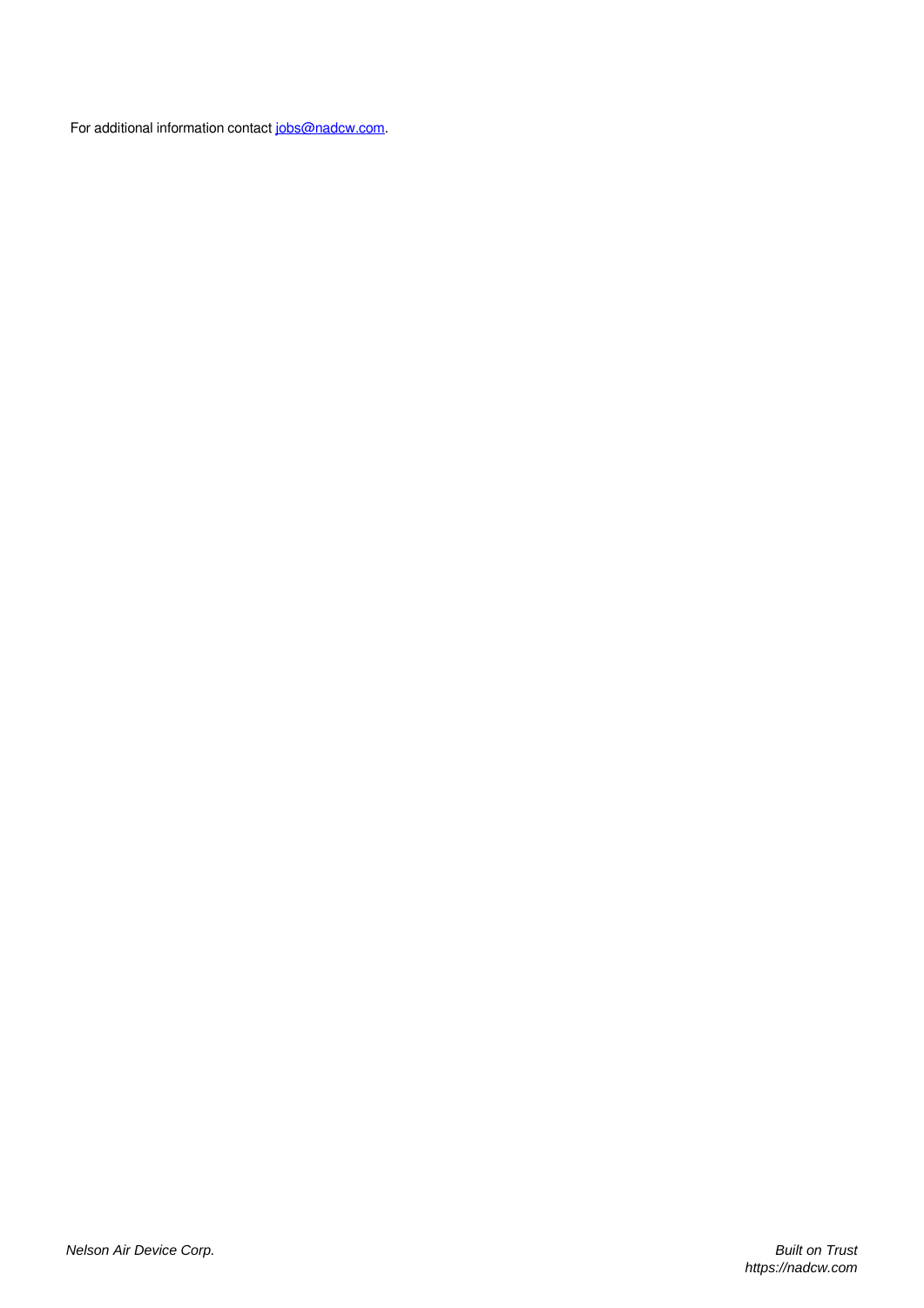For additional information contact jobs@nadcw.com.